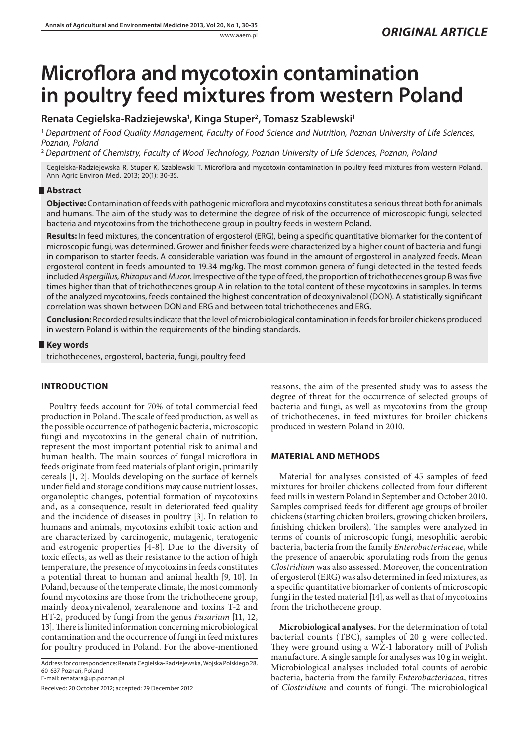*ORIGINAL ARTICLE*

# Microflora and mycotoxin contamination in poultry feed mixtures from western Poland

**Renata Cegielska-Radziejewska[1], Kinga Stuper[2], Tomasz Szablewski[1]**

[1] *Department of Food Quality Management, Faculty of Food Science and Nutrition, Poznan University of Life Sciences, Poznan, Poland*

[2] *Department of Chemistry, Faculty of Wood Technology, Poznan University of Life Sciences, Poznan, Poland*

Cegielska-Radziejewska R, Stuper K, Szablewski T. Microflora and mycotoxin contamination in poultry feed mixtures from western Poland. Ann Agric Environ Med. 2013; 20(1): 30-35.

## Abstract

**Objective:** Contamination of feeds with pathogenic microflora and mycotoxins constitutes a serious threat both for animals and humans. The aim of the study was to determine the degree of risk of the occurrence of microscopic fungi, selected bacteria and mycotoxins from the trichothecene group in poultry feeds in western Poland.

**Results:** In feed mixtures, the concentration of ergosterol (ERG), being a specific quantitative biomarker for the content of microscopic fungi, was determined. Grower and finisher feeds were characterized by a higher count of bacteria and fungi in comparison to starter feeds. A considerable variation was found in the amount of ergosterol in analyzed feeds. Mean ergosterol content in feeds amounted to 19.34 mg/kg. The most common genera of fungi detected in the tested feeds included *Aspergillus, Rhizopus* and *Mucor.* Irrespective of the type of feed, the proportion of trichothecenes group B was five times higher than that of trichothecenes group A in relation to the total content of these mycotoxins in samples. In terms of the analyzed mycotoxins, feeds contained the highest concentration of deoxynivalenol (DON). A statistically significant correlation was shown between DON and ERG and between total trichothecenes and ERG.

**Conclusion:** Recorded results indicate that the level of microbiological contamination in feeds for broiler chickens produced in western Poland is within the requirements of the binding standards.

## Key words

trichothecenes, ergosterol, bacteria, fungi, poultry feed

## INTRODUCTION

Poultry feeds account for 70% of total commercial feed production in Poland. The scale of feed production, as well as the possible occurrence of pathogenic bacteria, microscopic fungi and mycotoxins in the general chain of nutrition, represent the most important potential risk to animal and human health. The main sources of fungal microflora in feeds originate from feed materials of plant origin, primarily cereals [1, 2]. Moulds developing on the surface of kernels under field and storage conditions may cause nutrient losses, organoleptic changes, potential formation of mycotoxins and, as a consequence, result in deteriorated feed quality and the incidence of diseases in poultry [3]. In relation to humans and animals, mycotoxins exhibit toxic action and are characterized by carcinogenic, mutagenic, teratogenic and estrogenic properties [4-8]. Due to the diversity of toxic effects, as well as their resistance to the action of high temperature, the presence of mycotoxins in feeds constitutes a potential threat to human and animal health [9, 10]. In Poland, because of the temperate climate, the most commonly found mycotoxins are those from the trichothecene group, mainly deoxynivalenol, zearalenone and toxins T-2 and HT-2, produced by fungi from the genus *Fusarium* [11, 12, 13]. There is limited information concerning microbiological contamination and the occurrence of fungi in feed mixtures for poultry produced in Poland. For the above-mentioned reasons, the aim of the presented study was to assess the degree of threat for the occurrence of selected groups of bacteria and fungi, as well as mycotoxins from the group of trichothecenes, in feed mixtures for broiler chickens produced in western Poland in 2010.

Address for correspondence: Renata Cegielska-Radziejewska, Wojska Polskiego 28, 60-637 Poznań, Poland
E-mail: renatara@up.poznan.pl

Received: 20 October 2012; accepted: 29 December 2012

## MATERIAL AND METHODS

Material for analyses consisted of 45 samples of feed mixtures for broiler chickens collected from four different feed mills in western Poland in September and October 2010. Samples comprised feeds for different age groups of broiler chickens (starting chicken broilers, growing chicken broilers, finishing chicken broilers). The samples were analyzed in terms of counts of microscopic fungi, mesophilic aerobic bacteria, bacteria from the family *Enterobacteriaceae*, while the presence of anaerobic sporulating rods from the genus *Clostridium* was also assessed. Moreover, the concentration of ergosterol (ERG) was also determined in feed mixtures, as a specific quantitative biomarker of contents of microscopic fungi in the tested material [14], as well as that of mycotoxins from the trichothecene group.

**Microbiological analyses.** For the determination of total bacterial counts (TBC), samples of 20 g were collected. They were ground using a WŻ-1 laboratory mill of Polish manufacture. A single sample for analyses was 10 g in weight. Microbiological analyses included total counts of aerobic bacteria, bacteria from the family *Enterobacteriacea*, titres of *Clostridium* and counts of fungi. The microbiological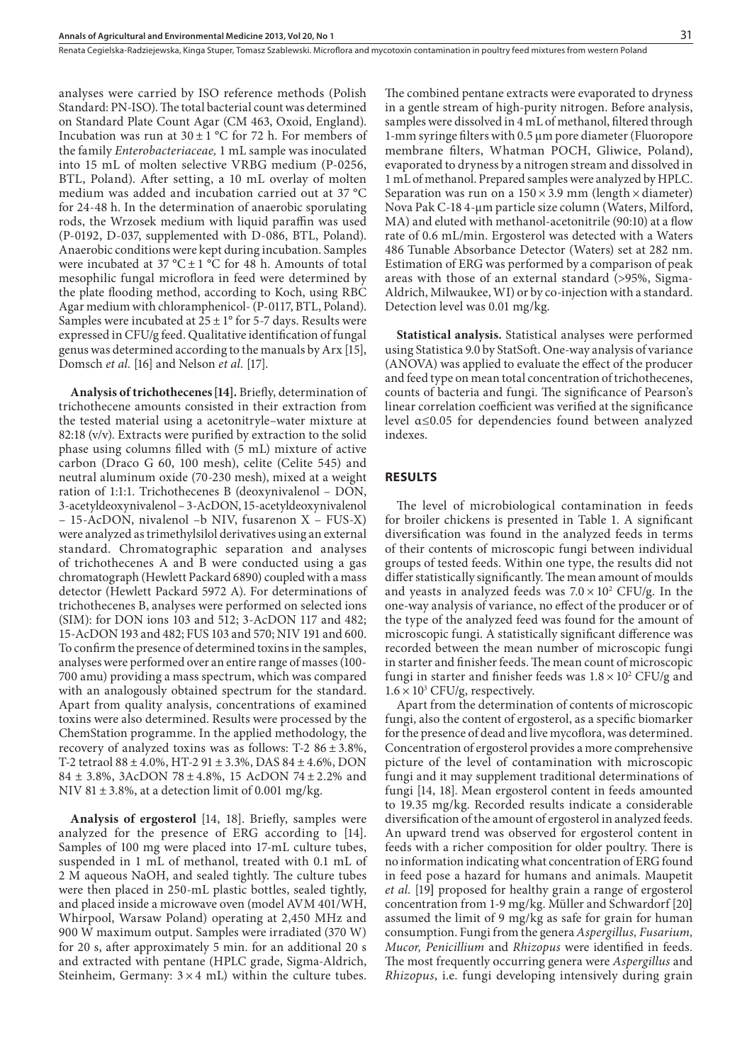analyses were carried by ISO reference methods (Polish Standard: PN-ISO). The total bacterial count was determined on Standard Plate Count Agar (CM 463, Oxoid, England). Incubation was run at 30 ± 1 °C for 72 h. For members of the family *Enterobacteriaceae,* 1 mL sample was inoculated into 15 mL of molten selective VRBG medium (P-0256, BTL, Poland). After setting, a 10 mL overlay of molten medium was added and incubation carried out at 37 °C for 24-48 h. In the determination of anaerobic sporulating rods, the Wrzosek medium with liquid paraffin was used (P-0192, D-037, supplemented with D-086, BTL, Poland). Anaerobic conditions were kept during incubation. Samples were incubated at 37 °C ± 1 °C for 48 h. Amounts of total mesophilic fungal microflora in feed were determined by the plate flooding method, according to Koch, using RBC Agar medium with chloramphenicol- (P-0117, BTL, Poland). Samples were incubated at 25 ± 1° for 5-7 days. Results were expressed in CFU/g feed. Qualitative identification of fungal genus was determined according to the manuals by Arx [15], Domsch *et al.* [16] and Nelson *et al.* [17].

**Analysis of trichothecenes [14].** Briefly, determination of trichothecene amounts consisted in their extraction from the tested material using a acetonitryle–water mixture at 82:18 (v/v). Extracts were purified by extraction to the solid phase using columns filled with (5 mL) mixture of active carbon (Draco G 60, 100 mesh), celite (Celite 545) and neutral aluminum oxide (70-230 mesh), mixed at a weight ration of 1:1:1. Trichothecenes B (deoxynivalenol – DON, 3-acetyldeoxynivalenol – 3-AcDON, 15-acetyldeoxynivalenol – 15-AcDON, nivalenol –b NIV, fusarenon X – FUS-X) were analyzed as trimethylsilol derivatives using an external standard. Chromatographic separation and analyses of trichothecenes A and B were conducted using a gas chromatograph (Hewlett Packard 6890) coupled with a mass detector (Hewlett Packard 5972 A). For determinations of trichothecenes B, analyses were performed on selected ions (SIM): for DON ions 103 and 512; 3-AcDON 117 and 482; 15-AcDON 193 and 482; FUS 103 and 570; NIV 191 and 600. To confirm the presence of determined toxins in the samples, analyses were performed over an entire range of masses (100-700 amu) providing a mass spectrum, which was compared with an analogously obtained spectrum for the standard. Apart from quality analysis, concentrations of examined toxins were also determined. Results were processed by the ChemStation programme. In the applied methodology, the recovery of analyzed toxins was as follows: T-2 86 ± 3.8%, T-2 tetraol 88 ± 4.0%, HT-2 91 ± 3.3%, DAS 84 ± 4.6%, DON 84 ± 3.8%, 3AcDON 78 ± 4.8%, 15 AcDON 74 ± 2.2% and NIV 81 ± 3.8%, at a detection limit of 0.001 mg/kg.

**Analysis of ergosterol** [14, 18]. Briefly, samples were analyzed for the presence of ERG according to [14]. Samples of 100 mg were placed into 17-mL culture tubes, suspended in 1 mL of methanol, treated with 0.1 mL of 2 M aqueous NaOH, and sealed tightly. The culture tubes were then placed in 250-mL plastic bottles, sealed tightly, and placed inside a microwave oven (model AVM 401/WH, Whirpool, Warsaw Poland) operating at 2,450 MHz and 900 W maximum output. Samples were irradiated (370 W) for 20 s, after approximately 5 min. for an additional 20 s and extracted with pentane (HPLC grade, Sigma-Aldrich, Steinheim, Germany: 3 × 4 mL) within the culture tubes. The combined pentane extracts were evaporated to dryness in a gentle stream of high-purity nitrogen. Before analysis, samples were dissolved in 4 mL of methanol, filtered through 1-mm syringe filters with 0.5 µm pore diameter (Fluoropore membrane filters, Whatman POCH, Gliwice, Poland), evaporated to dryness by a nitrogen stream and dissolved in 1 mL of methanol. Prepared samples were analyzed by HPLC. Separation was run on a 150 × 3.9 mm (length × diameter) Nova Pak C-18 4-µm particle size column (Waters, Milford, MA) and eluted with methanol-acetonitrile (90:10) at a flow rate of 0.6 mL/min. Ergosterol was detected with a Waters 486 Tunable Absorbance Detector (Waters) set at 282 nm. Estimation of ERG was performed by a comparison of peak areas with those of an external standard (>95%, Sigma-Aldrich, Milwaukee, WI) or by co-injection with a standard. Detection level was 0.01 mg/kg.

**Statistical analysis.** Statistical analyses were performed using Statistica 9.0 by StatSoft. One-way analysis of variance (ANOVA) was applied to evaluate the effect of the producer and feed type on mean total concentration of trichothecenes, counts of bacteria and fungi. The significance of Pearson's linear correlation coefficient was verified at the significance level $\alpha \leq 0.05$ for dependencies found between analyzed indexes.

## RESULTS

The level of microbiological contamination in feeds for broiler chickens is presented in Table 1. A significant diversification was found in the analyzed feeds in terms of their contents of microscopic fungi between individual groups of tested feeds. Within one type, the results did not differ statistically significantly. The mean amount of moulds and yeasts in analyzed feeds was $7.0 \times 10^2$ CFU/g. In the one-way analysis of variance, no effect of the producer or of the type of the analyzed feed was found for the amount of microscopic fungi. A statistically significant difference was recorded between the mean number of microscopic fungi in starter and finisher feeds. The mean count of microscopic fungi in starter and finisher feeds was $1.8 \times 10^2$ CFU/g and $1.6 \times 10^3$ CFU/g, respectively.

Apart from the determination of contents of microscopic fungi, also the content of ergosterol, as a specific biomarker for the presence of dead and live mycoflora, was determined. Concentration of ergosterol provides a more comprehensive picture of the level of contamination with microscopic fungi and it may supplement traditional determinations of fungi [14, 18]. Mean ergosterol content in feeds amounted to 19.35 mg/kg. Recorded results indicate a considerable diversification of the amount of ergosterol in analyzed feeds. An upward trend was observed for ergosterol content in feeds with a richer composition for older poultry. There is no information indicating what concentration of ERG found in feed pose a hazard for humans and animals. Maupetit *et al.* [19] proposed for healthy grain a range of ergosterol concentration from 1-9 mg/kg. Müller and Schwardorf [20] assumed the limit of 9 mg/kg as safe for grain for human consumption. Fungi from the genera *Aspergillus, Fusarium, Mucor, Penicillium* and *Rhizopus* were identified in feeds. The most frequently occurring genera were *Aspergillus* and *Rhizopus*, i.e. fungi developing intensively during grain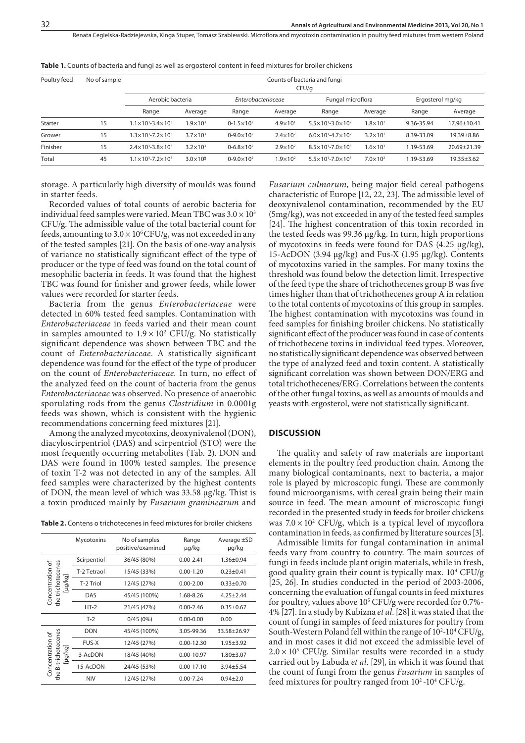**Table 1.** Counts of bacteria and fungi as well as ergosterol content in feed mixtures for broiler chickens

| Poultry feed | No of sample | Counts of bacteria and fungi CFU/g | | | | | | | |
|---|---|---|---|---|---|---|---|---|---|
| | | Aerobic bacteria | | *Enterobacteriaceae* | | Fungal microflora | | Ergosterol mg/kg | |
| | | Range | Average | Range | Average | Range | Average | Range | Average |
| Starter | 15 | $1.1\times10^3$-$3.4\times10^3$ | $1.9\times10^3$ | 0-$1.5\times10^2$ | $4.9\times10^1$ | $5.5\times10^1$-$3.0\times10^2$ | $1.8\times10^2$ | 9.36-35.94 | 17.96±10.41 |
| Grower | 15 | $1.3\times10^3$-$7.2\times10^3$ | $3.7\times10^3$ | 0-$9.0\times10^2$ | $2.4\times10^2$ | $6.0\times10^1$-$4.7\times10^2$ | $3.2\times10^2$ | 8.39-33.09 | 19.39±8.86 |
| Finisher | 15 | $2.4\times10^3$-$3.8\times10^3$ | $3.2\times10^3$ | 0-$6.8\times10^2$ | $2.9\times10^2$ | $8.5\times10^1$-$7.0\times10^3$ | $1.6\times10^3$ | 1.19-53.69 | 20.69±21.39 |
| Total | 45 | $1.1\times10^3$-$7.2\times10^3$ | $3.0\times10^3$ | 0-$9.0\times10^2$ | $1.9\times10^2$ | $5.5\times10^1$-$7.0\times10^3$ | $7.0\times10^2$ | 1.19-53.69 | 19.35±3.62 |

storage. A particularly high diversity of moulds was found in starter feeds.

Recorded values of total counts of aerobic bacteria for individual feed samples were varied. Mean TBC was $3.0\times10^3$ CFU/g. The admissible value of the total bacterial count for feeds, amounting to $3.0\times10^6$ CFU/g, was not exceeded in any of the tested samples [21]. On the basis of one-way analysis of variance no statistically significant effect of the type of producer or the type of feed was found on the total count of mesophilic bacteria in feeds. It was found that the highest TBC was found for finisher and grower feeds, while lower values were recorded for starter feeds.

Bacteria from the genus *Enterobacteriaceae* were detected in 60% tested feed samples. Contamination with *Enterobacteriaceae* in feeds varied and their mean count in samples amounted to $1.9\times10^2$ CFU/g. No statistically significant dependence was shown between TBC and the count of *Enterobacteriaceae*. A statistically significant dependence was found for the effect of the type of producer on the count of *Enterobacteriaceae*. In turn, no effect of the analyzed feed on the count of bacteria from the genus *Enterobacteriaceae* was observed. No presence of anaerobic sporulating rods from the genus *Clostridium* in 0.0001g feeds was shown, which is consistent with the hygienic recommendations concerning feed mixtures [21].

Among the analyzed mycotoxins, deoxynivalenol (DON), diacyloscirpentriol (DAS) and scirpentriol (STO) were the most frequently occurring metabolites (Tab. 2). DON and DAS were found in 100% tested samples. The presence of toxin T-2 was not detected in any of the samples. All feed samples were characterized by the highest contents of DON, the mean level of which was 33.58 μg/kg. Thist is a toxin produced mainly by *Fusarium graminearum* and

**Table 2.** Contens o trichotecenes in feed mixtures for broiler chickens

| | Mycotoxins | No of samples positive/examined | Range μg/kg | Average ±SD μg/kg |
|---|---|---|---|---|
| Concentration of the trichotecenes [μg/kg] | Scirpentiol | 36/45 (80%) | 0.00-2.41 | 1.36±0.94 |
| | T-2 Tetraol | 15/45 (33%) | 0.00-1.20 | 0.23±0.41 |
| | T-2 Triol | 12/45 (27%) | 0.00-2.00 | 0.33±0.70 |
| | DAS | 45/45 (100%) | 1.68-8.26 | 4.25±2.44 |
| | HT-2 | 21/45 (47%) | 0.00-2.46 | 0.35±0.67 |
| | T-2 | 0/45 (0%) | 0.00-0.00 | 0.00 |
| Concentration of the B-trichotecenes [μg/kg] | DON | 45/45 (100%) | 3.05-99.36 | 33.58±26.97 |
| | FUS-X | 12/45 (27%) | 0.00-12.30 | 1.95±3.92 |
| | 3-AcDON | 18/45 (40%) | 0.00-10.97 | 1.80±3.07 |
| | 15-AcDON | 24/45 (53%) | 0.00-17.10 | 3.94±5.54 |
| | NIV | 12/45 (27%) | 0.00-7.24 | 0.94±2.0 |

*Fusarium culmorum*, being major field cereal pathogens characteristic of Europe [12, 22, 23]. The admissible level of deoxynivalenol contamination, recommended by the EU (5mg/kg), was not exceeded in any of the tested feed samples [24]. The highest concentration of this toxin recorded in the tested feeds was 99.36 μg/kg. In turn, high proportions of mycotoxins in feeds were found for DAS (4.25 μg/kg), 15-AcDON (3.94 μg/kg) and Fus-X (1.95 μg/kg). Contents of mycotoxins varied in the samples. For many toxins the threshold was found below the detection limit. Irrespective of the feed type the share of trichothecenes group B was five times higher than that of trichothecenes group A in relation to the total contents of mycotoxins of this group in samples. The highest contamination with mycotoxins was found in feed samples for finishing broiler chickens. No statistically significant effect of the producer was found in case of contents of trichothecene toxins in individual feed types. Moreover, no statistically significant dependence was observed between the type of analyzed feed and toxin content. A statistically significant correlation was shown between DON/ERG and total trichothecenes/ERG. Correlations between the contents of the other fungal toxins, as well as amounts of moulds and yeasts with ergosterol, were not statistically significant.

## DISCUSSION

The quality and safety of raw materials are important elements in the poultry feed production chain. Among the many biological contaminants, next to bacteria, a major role is played by microscopic fungi. These are commonly found microorganisms, with cereal grain being their main source in feed. The mean amount of microscopic fungi recorded in the presented study in feeds for broiler chickens was $7.0\times10^2$ CFU/g, which is a typical level of mycoflora contamination in feeds, as confirmed by literature sources [3].

Admissible limits for fungal contamination in animal feeds vary from country to country. The main sources of fungi in feeds include plant origin materials, while in fresh, good quality grain their count is typically max. $10^4$ CFU/g [25, 26]. In studies conducted in the period of 2003-2006, concerning the evaluation of fungal counts in feed mixtures for poultry, values above $10^5$ CFU/g were recorded for 0.7%-4% [27]. In a study by Kubizna *et al*. [28] it was stated that the count of fungi in samples of feed mixtures for poultry from South-Western Poland fell within the range of $10^2$-$10^4$ CFU/g, and in most cases it did not exceed the admissible level of $2.0\times10^5$ CFU/g. Similar results were recorded in a study carried out by Labuda *et al*. [29], in which it was found that the count of fungi from the genus *Fusarium* in samples of feed mixtures for poultry ranged from $10^2$-$10^4$ CFU/g.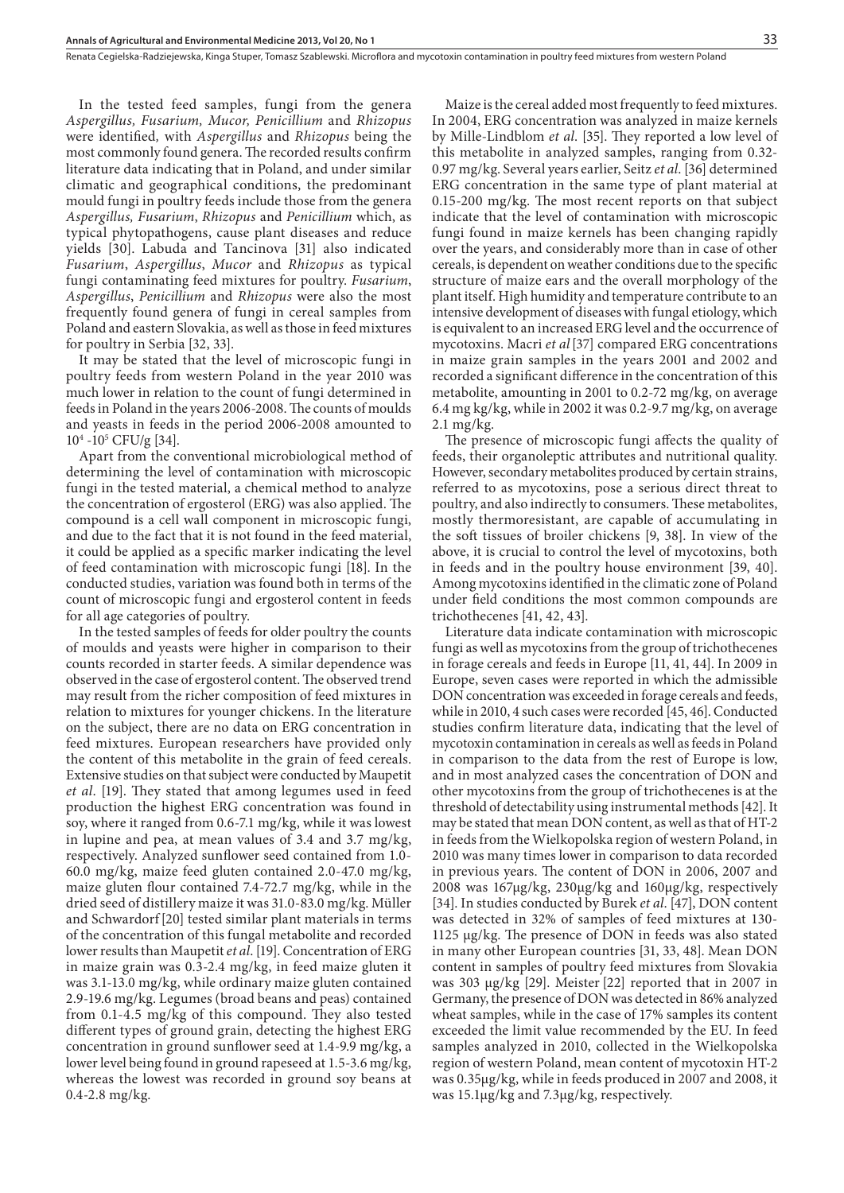In the tested feed samples, fungi from the genera *Aspergillus, Fusarium, Mucor, Penicillium* and *Rhizopus* were identified, with *Aspergillus* and *Rhizopus* being the most commonly found genera. The recorded results confirm literature data indicating that in Poland, and under similar climatic and geographical conditions, the predominant mould fungi in poultry feeds include those from the genera *Aspergillus, Fusarium*, *Rhizopus* and *Penicillium* which, as typical phytopathogens, cause plant diseases and reduce yields [30]. Labuda and Tancinova [31] also indicated *Fusarium*, *Aspergillus*, *Mucor* and *Rhizopus* as typical fungi contaminating feed mixtures for poultry. *Fusarium*, *Aspergillus*, *Penicillium* and *Rhizopus* were also the most frequently found genera of fungi in cereal samples from Poland and eastern Slovakia, as well as those in feed mixtures for poultry in Serbia [32, 33].

It may be stated that the level of microscopic fungi in poultry feeds from western Poland in the year 2010 was much lower in relation to the count of fungi determined in feeds in Poland in the years 2006-2008. The counts of moulds and yeasts in feeds in the period 2006-2008 amounted to $10^4$ -$10^5$ CFU/g [34].

Apart from the conventional microbiological method of determining the level of contamination with microscopic fungi in the tested material, a chemical method to analyze the concentration of ergosterol (ERG) was also applied. The compound is a cell wall component in microscopic fungi, and due to the fact that it is not found in the feed material, it could be applied as a specific marker indicating the level of feed contamination with microscopic fungi [18]. In the conducted studies, variation was found both in terms of the count of microscopic fungi and ergosterol content in feeds for all age categories of poultry.

In the tested samples of feeds for older poultry the counts of moulds and yeasts were higher in comparison to their counts recorded in starter feeds. A similar dependence was observed in the case of ergosterol content. The observed trend may result from the richer composition of feed mixtures in relation to mixtures for younger chickens. In the literature on the subject, there are no data on ERG concentration in feed mixtures. European researchers have provided only the content of this metabolite in the grain of feed cereals. Extensive studies on that subject were conducted by Maupetit *et al*. [19]. They stated that among legumes used in feed production the highest ERG concentration was found in soy, where it ranged from 0.6-7.1 mg/kg, while it was lowest in lupine and pea, at mean values of 3.4 and 3.7 mg/kg, respectively. Analyzed sunflower seed contained from 1.0-60.0 mg/kg, maize feed gluten contained 2.0-47.0 mg/kg, maize gluten flour contained 7.4-72.7 mg/kg, while in the dried seed of distillery maize it was 31.0-83.0 mg/kg. Müller and Schwardorf [20] tested similar plant materials in terms of the concentration of this fungal metabolite and recorded lower results than Maupetit *et al*. [19]. Concentration of ERG in maize grain was 0.3-2.4 mg/kg, in feed maize gluten it was 3.1-13.0 mg/kg, while ordinary maize gluten contained 2.9-19.6 mg/kg. Legumes (broad beans and peas) contained from 0.1-4.5 mg/kg of this compound. They also tested different types of ground grain, detecting the highest ERG concentration in ground sunflower seed at 1.4-9.9 mg/kg, a lower level being found in ground rapeseed at 1.5-3.6 mg/kg, whereas the lowest was recorded in ground soy beans at 0.4-2.8 mg/kg.

Maize is the cereal added most frequently to feed mixtures. In 2004, ERG concentration was analyzed in maize kernels by Mille-Lindblom *et al*. [35]. They reported a low level of this metabolite in analyzed samples, ranging from 0.32-0.97 mg/kg. Several years earlier, Seitz *et al*. [36] determined ERG concentration in the same type of plant material at 0.15-200 mg/kg. The most recent reports on that subject indicate that the level of contamination with microscopic fungi found in maize kernels has been changing rapidly over the years, and considerably more than in case of other cereals, is dependent on weather conditions due to the specific structure of maize ears and the overall morphology of the plant itself. High humidity and temperature contribute to an intensive development of diseases with fungal etiology, which is equivalent to an increased ERG level and the occurrence of mycotoxins. Macri *et al* [37] compared ERG concentrations in maize grain samples in the years 2001 and 2002 and recorded a significant difference in the concentration of this metabolite, amounting in 2001 to 0.2-72 mg/kg, on average 6.4 mg kg/kg, while in 2002 it was 0.2-9.7 mg/kg, on average 2.1 mg/kg.

The presence of microscopic fungi affects the quality of feeds, their organoleptic attributes and nutritional quality. However, secondary metabolites produced by certain strains, referred to as mycotoxins, pose a serious direct threat to poultry, and also indirectly to consumers. These metabolites, mostly thermoresistant, are capable of accumulating in the soft tissues of broiler chickens [9, 38]. In view of the above, it is crucial to control the level of mycotoxins, both in feeds and in the poultry house environment [39, 40]. Among mycotoxins identified in the climatic zone of Poland under field conditions the most common compounds are trichothecenes [41, 42, 43].

Literature data indicate contamination with microscopic fungi as well as mycotoxins from the group of trichothecenes in forage cereals and feeds in Europe [11, 41, 44]. In 2009 in Europe, seven cases were reported in which the admissible DON concentration was exceeded in forage cereals and feeds, while in 2010, 4 such cases were recorded [45, 46]. Conducted studies confirm literature data, indicating that the level of mycotoxin contamination in cereals as well as feeds in Poland in comparison to the data from the rest of Europe is low, and in most analyzed cases the concentration of DON and other mycotoxins from the group of trichothecenes is at the threshold of detectability using instrumental methods [42]. It may be stated that mean DON content, as well as that of HT-2 in feeds from the Wielkopolska region of western Poland, in 2010 was many times lower in comparison to data recorded in previous years. The content of DON in 2006, 2007 and 2008 was 167µg/kg, 230µg/kg and 160µg/kg, respectively [34]. In studies conducted by Burek *et al*. [47], DON content was detected in 32% of samples of feed mixtures at 130-1125 µg/kg. The presence of DON in feeds was also stated in many other European countries [31, 33, 48]. Mean DON content in samples of poultry feed mixtures from Slovakia was 303 µg/kg [29]. Meister [22] reported that in 2007 in Germany, the presence of DON was detected in 86% analyzed wheat samples, while in the case of 17% samples its content exceeded the limit value recommended by the EU. In feed samples analyzed in 2010, collected in the Wielkopolska region of western Poland, mean content of mycotoxin HT-2 was 0.35µg/kg, while in feeds produced in 2007 and 2008, it was 15.1µg/kg and 7.3µg/kg, respectively.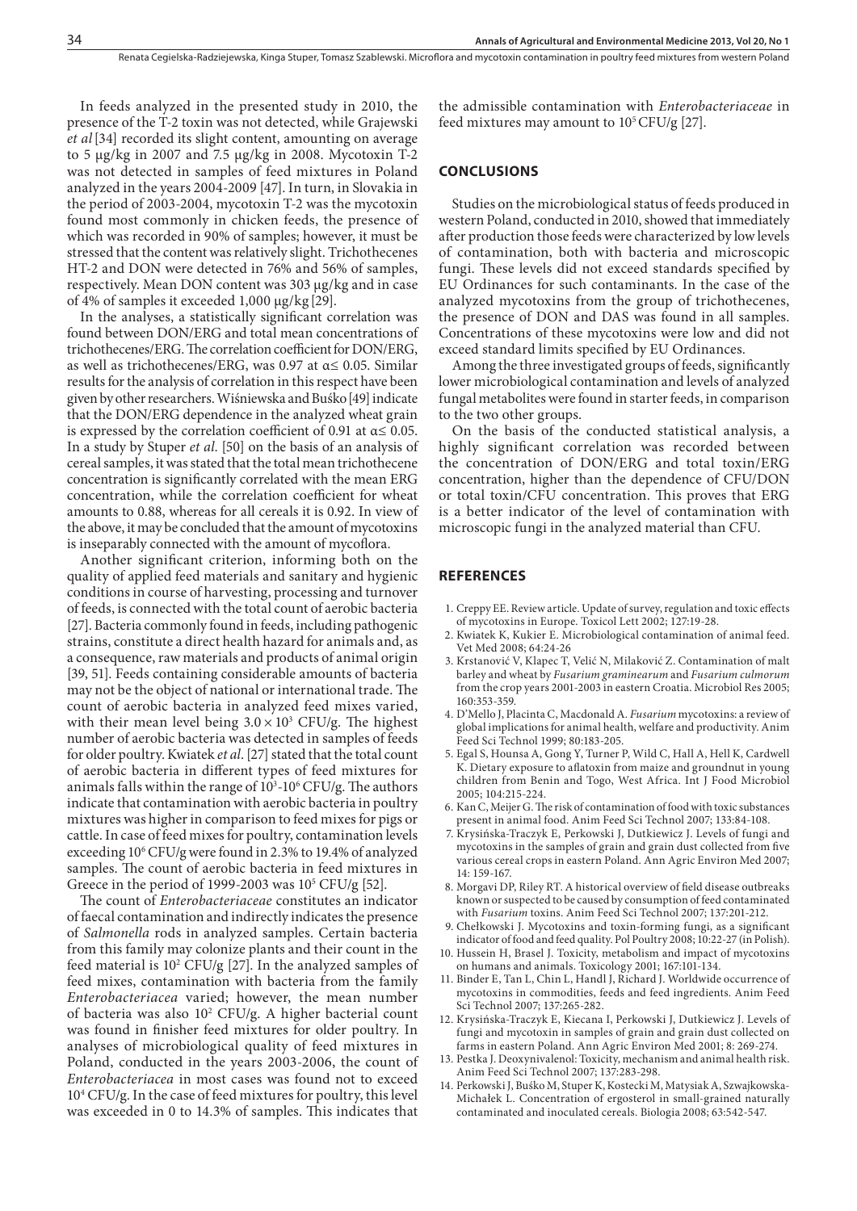In feeds analyzed in the presented study in 2010, the presence of the T-2 toxin was not detected, while Grajewski *et al* [34] recorded its slight content, amounting on average to 5 µg/kg in 2007 and 7.5 µg/kg in 2008. Mycotoxin T-2 was not detected in samples of feed mixtures in Poland analyzed in the years 2004-2009 [47]. In turn, in Slovakia in the period of 2003-2004, mycotoxin T-2 was the mycotoxin found most commonly in chicken feeds, the presence of which was recorded in 90% of samples; however, it must be stressed that the content was relatively slight. Trichothecenes HT-2 and DON were detected in 76% and 56% of samples, respectively. Mean DON content was 303 µg/kg and in case of 4% of samples it exceeded 1,000 µg/kg [29].

In the analyses, a statistically significant correlation was found between DON/ERG and total mean concentrations of trichothecenes/ERG. The correlation coefficient for DON/ERG, as well as trichothecenes/ERG, was 0.97 at $\alpha \leq 0.05$. Similar results for the analysis of correlation in this respect have been given by other researchers. Wiśniewska and Buśko [49] indicate that the DON/ERG dependence in the analyzed wheat grain is expressed by the correlation coefficient of 0.91 at $\alpha \leq 0.05$. In a study by Stuper *et al.* [50] on the basis of an analysis of cereal samples, it was stated that the total mean trichothecene concentration is significantly correlated with the mean ERG concentration, while the correlation coefficient for wheat amounts to 0.88, whereas for all cereals it is 0.92. In view of the above, it may be concluded that the amount of mycotoxins is inseparably connected with the amount of mycoflora.

Another significant criterion, informing both on the quality of applied feed materials and sanitary and hygienic conditions in course of harvesting, processing and turnover of feeds, is connected with the total count of aerobic bacteria [27]. Bacteria commonly found in feeds, including pathogenic strains, constitute a direct health hazard for animals and, as a consequence, raw materials and products of animal origin [39, 51]. Feeds containing considerable amounts of bacteria may not be the object of national or international trade. The count of aerobic bacteria in analyzed feed mixes varied, with their mean level being $3.0 \times 10^3$ CFU/g. The highest number of aerobic bacteria was detected in samples of feeds for older poultry. Kwiatek *et al.* [27] stated that the total count of aerobic bacteria in different types of feed mixtures for animals falls within the range of $10^3$-$10^6$ CFU/g. The authors indicate that contamination with aerobic bacteria in poultry mixtures was higher in comparison to feed mixes for pigs or cattle. In case of feed mixes for poultry, contamination levels exceeding $10^6$ CFU/g were found in 2.3% to 19.4% of analyzed samples. The count of aerobic bacteria in feed mixtures in Greece in the period of 1999-2003 was $10^5$ CFU/g [52].

The count of *Enterobacteriaceae* constitutes an indicator of faecal contamination and indirectly indicates the presence of *Salmonella* rods in analyzed samples. Certain bacteria from this family may colonize plants and their count in the feed material is $10^2$ CFU/g [27]. In the analyzed samples of feed mixes, contamination with bacteria from the family *Enterobacteriacea* varied; however, the mean number of bacteria was also $10^2$ CFU/g. A higher bacterial count was found in finisher feed mixtures for older poultry. In analyses of microbiological quality of feed mixtures in Poland, conducted in the years 2003-2006, the count of *Enterobacteriacea* in most cases was found not to exceed $10^4$ CFU/g. In the case of feed mixtures for poultry, this level was exceeded in 0 to 14.3% of samples. This indicates that the admissible contamination with *Enterobacteriaceae* in feed mixtures may amount to $10^5$ CFU/g [27].

## CONCLUSIONS

Studies on the microbiological status of feeds produced in western Poland, conducted in 2010, showed that immediately after production those feeds were characterized by low levels of contamination, both with bacteria and microscopic fungi. These levels did not exceed standards specified by EU Ordinances for such contaminants. In the case of the analyzed mycotoxins from the group of trichothecenes, the presence of DON and DAS was found in all samples. Concentrations of these mycotoxins were low and did not exceed standard limits specified by EU Ordinances.

Among the three investigated groups of feeds, significantly lower microbiological contamination and levels of analyzed fungal metabolites were found in starter feeds, in comparison to the two other groups.

On the basis of the conducted statistical analysis, a highly significant correlation was recorded between the concentration of DON/ERG and total toxin/ERG concentration, higher than the dependence of CFU/DON or total toxin/CFU concentration. This proves that ERG is a better indicator of the level of contamination with microscopic fungi in the analyzed material than CFU.

## REFERENCES

1. Creppy EE. Review article. Update of survey, regulation and toxic effects of mycotoxins in Europe. Toxicol Lett 2002; 127:19-28.
2. Kwiatek K, Kukier E. Microbiological contamination of animal feed. Vet Med 2008; 64:24-26
3. Krstanović V, Klapec T, Velić N, Milaković Z. Contamination of malt barley and wheat by *Fusarium graminearum* and *Fusarium culmorum* from the crop years 2001-2003 in eastern Croatia. Microbiol Res 2005; 160:353-359.
4. D'Mello J, Placinta C, Macdonald A. *Fusarium* mycotoxins: a review of global implications for animal health, welfare and productivity. Anim Feed Sci Technol 1999; 80:183-205.
5. Egal S, Hounsa A, Gong Y, Turner P, Wild C, Hall A, Hell K, Cardwell K. Dietary exposure to aflatoxin from maize and groundnut in young children from Benin and Togo, West Africa. Int J Food Microbiol 2005; 104:215-224.
6. Kan C, Meijer G. The risk of contamination of food with toxic substances present in animal food. Anim Feed Sci Technol 2007; 133:84-108.
7. Krysińska-Traczyk E, Perkowski J, Dutkiewicz J. Levels of fungi and mycotoxins in the samples of grain and grain dust collected from five various cereal crops in eastern Poland. Ann Agric Environ Med 2007; 14: 159-167.
8. Morgavi DP, Riley RT. A historical overview of field disease outbreaks known or suspected to be caused by consumption of feed contaminated with *Fusarium* toxins. Anim Feed Sci Technol 2007; 137:201-212.
9. Chełkowski J. Mycotoxins and toxin-forming fungi, as a significant indicator of food and feed quality. Pol Poultry 2008; 10:22-27 (in Polish).
10. Hussein H, Brasel J. Toxicity, metabolism and impact of mycotoxins on humans and animals. Toxicology 2001; 167:101-134.
11. Binder E, Tan L, Chin L, Handl J, Richard J. Worldwide occurrence of mycotoxins in commodities, feeds and feed ingredients. Anim Feed Sci Technol 2007; 137:265-282.
12. Krysińska-Traczyk E, Kiecana I, Perkowski J, Dutkiewicz J. Levels of fungi and mycotoxin in samples of grain and grain dust collected on farms in eastern Poland. Ann Agric Environ Med 2001; 8: 269-274.
13. Pestka J. Deoxynivalenol: Toxicity, mechanism and animal health risk. Anim Feed Sci Technol 2007; 137:283-298.
14. Perkowski J, Buśko M, Stuper K, Kostecki M, Matysiak A, Szwajkowska-Michałek L. Concentration of ergosterol in small-grained naturally contaminated and inoculated cereals. Biologia 2008; 63:542-547.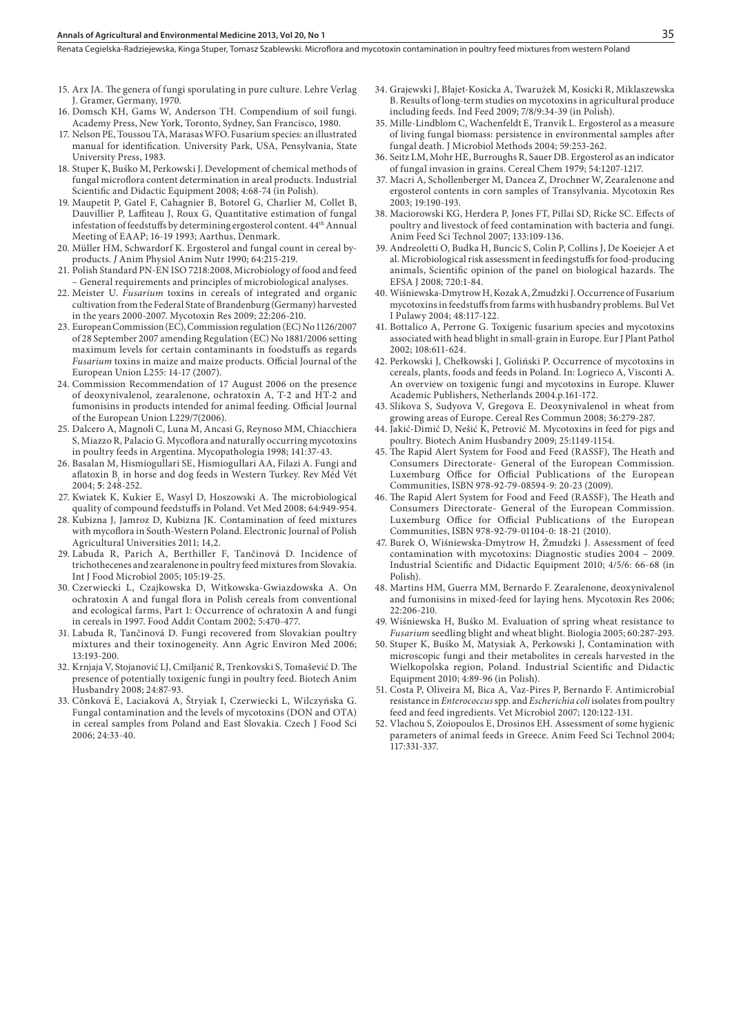15. Arx JA. The genera of fungi sporulating in pure culture. Lehre Verlag J. Gramer, Germany, 1970.
16. Domsch KH, Gams W, Anderson TH. Compendium of soil fungi. Academy Press, New York, Toronto, Sydney, San Francisco, 1980.
17. Nelson PE, Toussou TA, Marasas WFO. Fusarium species: an illustrated manual for identification. University Park, USA, Pensylvania, State University Press, 1983.
18. Stuper K, Buśko M, Perkowski J. Development of chemical methods of fungal microflora content determination in areal products. Industrial Scientific and Didactic Equipment 2008; 4:68-74 (in Polish).
19. Maupetit P, Gatel F, Cahagnier B, Botorel G, Charlier M, Collet B, Dauvillier P, Laffiteau J, Roux G, Quantitative estimation of fungal infestation of feedstuffs by determining ergosterol content. 44th Annual Meeting of EAAP; 16-19 1993; Aarthus, Denmark.
20. Müller HM, Schwardorf K. Ergosterol and fungal count in cereal by-products. J Anim Physiol Anim Nutr 1990; 64:215-219.
21. Polish Standard PN-EN ISO 7218:2008, Microbiology of food and feed – General requirements and principles of microbiological analyses.
22. Meister U. *Fusarium* toxins in cereals of integrated and organic cultivation from the Federal State of Brandenburg (Germany) harvested in the years 2000-2007. Mycotoxin Res 2009; 22:206-210.
23. European Commission (EC), Commission regulation (EC) No 1126/2007 of 28 September 2007 amending Regulation (EC) No 1881/2006 setting maximum levels for certain contaminants in foodstuffs as regards *Fusarium* toxins in maize and maize products. Official Journal of the European Union L255: 14-17 (2007).
24. Commission Recommendation of 17 August 2006 on the presence of deoxynivalenol, zearalenone, ochratoxin A, T-2 and HT-2 and fumonisins in products intended for animal feeding. Official Journal of the European Union L229/7(2006).
25. Dalcero A, Magnoli C, Luna M, Ancasi G, Reynoso MM, Chiacchiera S, Miazzo R, Palacio G. Mycoflora and naturally occurring mycotoxins in poultry feeds in Argentina. Mycopathologia 1998; 141:37-43.
26. Basalan M, Hismiogullari SE, Hismiogullari AA, Filazi A. Fungi and aflatoxin $B_1$ in horse and dog feeds in Western Turkey. Rev Méd Vét 2004; **5**: 248-252.
27. Kwiatek K, Kukier E, Wasyl D, Hoszowski A. The microbiological quality of compound feedstuffs in Poland. Vet Med 2008; 64:949-954.
28. Kubizna J, Jamroz D, Kubizna JK. Contamination of feed mixtures with mycoflora in South-Western Poland. Electronic Journal of Polish Agricultural Universities 2011; 14,2.
29. Labuda R, Parich A, Berthiller F, Tančinová D. Incidence of trichothecenes and zearalenone in poultry feed mixtures from Slovakia. Int J Food Microbiol 2005; 105:19-25.
30. Czerwiecki L, Czajkowska D, Witkowska-Gwiazdowska A. On ochratoxin A and fungal flora in Polish cereals from conventional and ecological farms, Part 1: Occurrence of ochratoxin A and fungi in cereals in 1997. Food Addit Contam 2002; 5:470-477.
31. Labuda R, Tančinová D. Fungi recovered from Slovakian poultry mixtures and their toxinogeneity. Ann Agric Environ Med 2006; 13:193-200.
32. Krnjaja V, Stojanović LJ, Cmiljanić R, Trenkovski S, Tomašević D. The presence of potentially toxigenic fungi in poultry feed. Biotech Anim Husbandry 2008; 24:87-93.
33. Cŏnková E, Laciaková A, Štryiak I, Czerwiecki L, Wilczyńska G. Fungal contamination and the levels of mycotoxins (DON and OTA) in cereal samples from Poland and East Slovakia. Czech J Food Sci 2006; 24:33-40.
34. Grajewski J, Błajet-Kosicka A, Twarużek M, Kosicki R, Miklaszewska B. Results of long-term studies on mycotoxins in agricultural produce including feeds. Ind Feed 2009; 7/8/9:34-39 (in Polish).
35. Mille-Lindblom C, Wachenfeldt E, Tranvik L. Ergosterol as a measure of living fungal biomass: persistence in environmental samples after fungal death. J Microbiol Methods 2004; 59:253-262.
36. Seitz LM, Mohr HE, Burroughs R, Sauer DB. Ergosterol as an indicator of fungal invasion in grains. Cereal Chem 1979; 54:1207-1217.
37. Macri A, Schollenberger M, Dancea Z, Drochner W, Zearalenone and ergosterol contents in corn samples of Transylvania. Mycotoxin Res 2003; 19:190-193.
38. Maciorowski KG, Herdera P, Jones FT, Pillai SD, Ricke SC. Effects of poultry and livestock of feed contamination with bacteria and fungi. Anim Feed Sci Technol 2007; 133:109-136.
39. Andreoletti O, Budka H, Buncic S, Colin P, Collins J, De Koeiejer A et al. Microbiological risk assessment in feedingstuffs for food-producing animals, Scientific opinion of the panel on biological hazards. The EFSA J 2008; 720:1-84.
40. Wiśniewska-Dmytrow H, Kozak A, Żmudzki J. Occurrence of Fusarium mycotoxins in feedstuffs from farms with husbandry problems. Bul Vet I Pulawy 2004; 48:117-122.
41. Bottalico A, Perrone G. Toxigenic fusarium species and mycotoxins associated with head blight in small-grain in Europe. Eur J Plant Pathol 2002; 108:611-624.
42. Perkowski J, Chełkowski J, Goliński P. Occurrence of mycotoxins in cereals, plants, foods and feeds in Poland. In: Logrieco A, Visconti A. An overview on toxigenic fungi and mycotoxins in Europe. Kluwer Academic Publishers, Netherlands 2004.p.161-172.
43. Slikova S, Sudyova V, Gregova E. Deoxynivalenol in wheat from growing areas of Europe. Cereal Res Commun 2008; 36:279-287.
44. Jakić-Dimić D, Nešić K, Petrović M. Mycotoxins in feed for pigs and poultry. Biotech Anim Husbandry 2009; 25:1149-1154.
45. The Rapid Alert System for Food and Feed (RASSF), The Heath and Consumers Directorate- General of the European Commission. Luxemburg Office for Official Publications of the European Communities, ISBN 978-92-79-08594-9: 20-23 (2009).
46. The Rapid Alert System for Food and Feed (RASSF), The Heath and Consumers Directorate- General of the European Commission. Luxemburg Office for Official Publications of the European Communities, ISBN 978-92-79-01104-0: 18-21 (2010).
47. Burek O, Wiśniewska-Dmytrow H, Żmudzki J. Assessment of feed contamination with mycotoxins: Diagnostic studies 2004 – 2009. Industrial Scientific and Didactic Equipment 2010; 4/5/6: 66-68 (in Polish).
48. Martins HM, Guerra MM, Bernardo F. Zearalenone, deoxynivalenol and fumonisins in mixed-feed for laying hens. Mycotoxin Res 2006; 22:206-210.
49. Wiśniewska H, Buśko M. Evaluation of spring wheat resistance to *Fusarium* seedling blight and wheat blight. Biologia 2005; 60:287-293.
50. Stuper K, Buśko M, Matysiak A, Perkowski J, Contamination with microscopic fungi and their metabolites in cereals harvested in the Wielkopolska region, Poland. Industrial Scientific and Didactic Equipment 2010; 4:89-96 (in Polish).
51. Costa P, Oliveira M, Bica A, Vaz-Pires P, Bernardo F. Antimicrobial resistance in *Enterococcus* spp. and *Escherichia coli* isolates from poultry feed and feed ingredients. Vet Microbiol 2007; 120:122-131.
52. Vlachou S, Zoiopoulos E, Drosinos EH. Assessment of some hygienic parameters of animal feeds in Greece. Anim Feed Sci Technol 2004; 117:331-337.